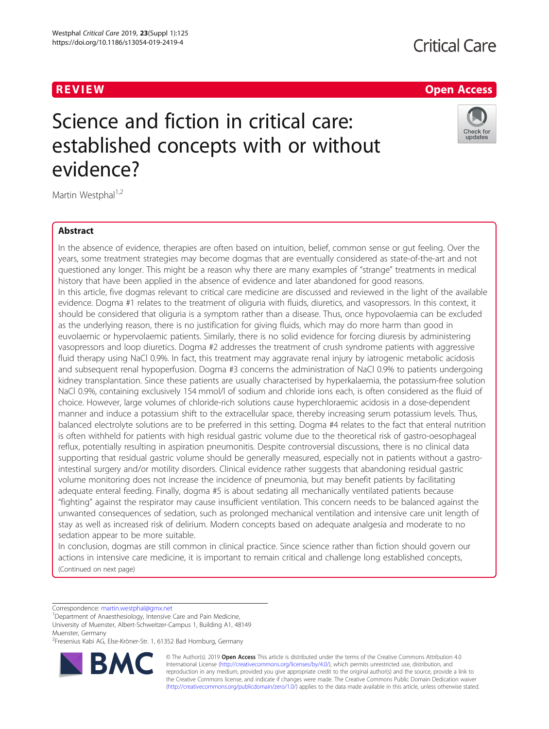REVIEW

Open Access

# Science and fiction in critical care: established concepts with or without evidence?

Martin Westphal[1,2]

## Abstract

In the absence of evidence, therapies are often based on intuition, belief, common sense or gut feeling. Over the years, some treatment strategies may become dogmas that are eventually considered as state-of-the-art and not questioned any longer. This might be a reason why there are many examples of "strange" treatments in medical history that have been applied in the absence of evidence and later abandoned for good reasons.

In this article, five dogmas relevant to critical care medicine are discussed and reviewed in the light of the available evidence. Dogma #1 relates to the treatment of oliguria with fluids, diuretics, and vasopressors. In this context, it should be considered that oliguria is a symptom rather than a disease. Thus, once hypovolaemia can be excluded as the underlying reason, there is no justification for giving fluids, which may do more harm than good in euvolaemic or hypervolaemic patients. Similarly, there is no solid evidence for forcing diuresis by administering vasopressors and loop diuretics. Dogma #2 addresses the treatment of crush syndrome patients with aggressive fluid therapy using NaCl 0.9%. In fact, this treatment may aggravate renal injury by iatrogenic metabolic acidosis and subsequent renal hypoperfusion. Dogma #3 concerns the administration of NaCl 0.9% to patients undergoing kidney transplantation. Since these patients are usually characterised by hyperkalaemia, the potassium-free solution NaCl 0.9%, containing exclusively 154 mmol/l of sodium and chloride ions each, is often considered as the fluid of choice. However, large volumes of chloride-rich solutions cause hyperchloraemic acidosis in a dose-dependent manner and induce a potassium shift to the extracellular space, thereby increasing serum potassium levels. Thus, balanced electrolyte solutions are to be preferred in this setting. Dogma #4 relates to the fact that enteral nutrition is often withheld for patients with high residual gastric volume due to the theoretical risk of gastro-oesophageal reflux, potentially resulting in aspiration pneumonitis. Despite controversial discussions, there is no clinical data supporting that residual gastric volume should be generally measured, especially not in patients without a gastro-intestinal surgery and/or motility disorders. Clinical evidence rather suggests that abandoning residual gastric volume monitoring does not increase the incidence of pneumonia, but may benefit patients by facilitating adequate enteral feeding. Finally, dogma #5 is about sedating all mechanically ventilated patients because "fighting" against the respirator may cause insufficient ventilation. This concern needs to be balanced against the unwanted consequences of sedation, such as prolonged mechanical ventilation and intensive care unit length of stay as well as increased risk of delirium. Modern concepts based on adequate analgesia and moderate to no sedation appear to be more suitable.

In conclusion, dogmas are still common in clinical practice. Since science rather than fiction should govern our actions in intensive care medicine, it is important to remain critical and challenge long established concepts,

(Continued on next page)

Correspondence: martin.westphal@gmx.net

[1]Department of Anaesthesiology, Intensive Care and Pain Medicine, University of Muenster, Albert-Schweitzer-Campus 1, Building A1, 48149 Muenster, Germany

[2]Fresenius Kabi AG, Else-Kröner-Str. 1, 61352 Bad Homburg, Germany

© The Author(s). 2019 **Open Access** This article is distributed under the terms of the Creative Commons Attribution 4.0 International License (http://creativecommons.org/licenses/by/4.0/), which permits unrestricted use, distribution, and reproduction in any medium, provided you give appropriate credit to the original author(s) and the source, provide a link to the Creative Commons license, and indicate if changes were made. The Creative Commons Public Domain Dedication waiver (http://creativecommons.org/publicdomain/zero/1.0/) applies to the data made available in this article, unless otherwise stated.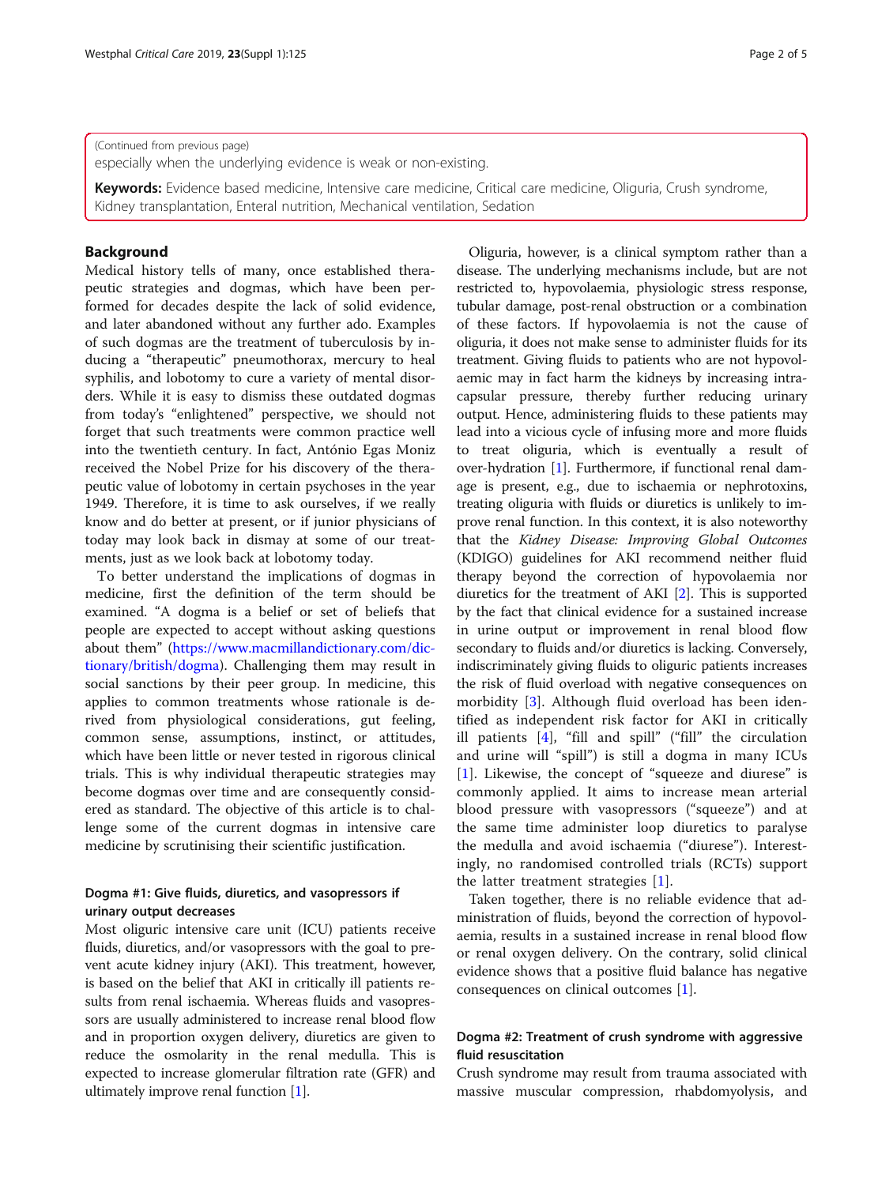(Continued from previous page)

especially when the underlying evidence is weak or non-existing.

**Keywords:** Evidence based medicine, Intensive care medicine, Critical care medicine, Oliguria, Crush syndrome, Kidney transplantation, Enteral nutrition, Mechanical ventilation, Sedation

## Background

Medical history tells of many, once established therapeutic strategies and dogmas, which have been performed for decades despite the lack of solid evidence, and later abandoned without any further ado. Examples of such dogmas are the treatment of tuberculosis by inducing a "therapeutic" pneumothorax, mercury to heal syphilis, and lobotomy to cure a variety of mental disorders. While it is easy to dismiss these outdated dogmas from today's "enlightened" perspective, we should not forget that such treatments were common practice well into the twentieth century. In fact, António Egas Moniz received the Nobel Prize for his discovery of the therapeutic value of lobotomy in certain psychoses in the year 1949. Therefore, it is time to ask ourselves, if we really know and do better at present, or if junior physicians of today may look back in dismay at some of our treatments, just as we look back at lobotomy today.

To better understand the implications of dogmas in medicine, first the definition of the term should be examined. "A dogma is a belief or set of beliefs that people are expected to accept without asking questions about them" (https://www.macmillandictionary.com/dictionary/british/dogma). Challenging them may result in social sanctions by their peer group. In medicine, this applies to common treatments whose rationale is derived from physiological considerations, gut feeling, common sense, assumptions, instinct, or attitudes, which have been little or never tested in rigorous clinical trials. This is why individual therapeutic strategies may become dogmas over time and are consequently considered as standard. The objective of this article is to challenge some of the current dogmas in intensive care medicine by scrutinising their scientific justification.

### Dogma #1: Give fluids, diuretics, and vasopressors if urinary output decreases

Most oliguric intensive care unit (ICU) patients receive fluids, diuretics, and/or vasopressors with the goal to prevent acute kidney injury (AKI). This treatment, however, is based on the belief that AKI in critically ill patients results from renal ischaemia. Whereas fluids and vasopressors are usually administered to increase renal blood flow and in proportion oxygen delivery, diuretics are given to reduce the osmolarity in the renal medulla. This is expected to increase glomerular filtration rate (GFR) and ultimately improve renal function [1].

Oliguria, however, is a clinical symptom rather than a disease. The underlying mechanisms include, but are not restricted to, hypovolaemia, physiologic stress response, tubular damage, post-renal obstruction or a combination of these factors. If hypovolaemia is not the cause of oliguria, it does not make sense to administer fluids for its treatment. Giving fluids to patients who are not hypovolaemic may in fact harm the kidneys by increasing intracapsular pressure, thereby further reducing urinary output. Hence, administering fluids to these patients may lead into a vicious cycle of infusing more and more fluids to treat oliguria, which is eventually a result of over-hydration [1]. Furthermore, if functional renal damage is present, e.g., due to ischaemia or nephrotoxins, treating oliguria with fluids or diuretics is unlikely to improve renal function. In this context, it is also noteworthy that the *Kidney Disease: Improving Global Outcomes* (KDIGO) guidelines for AKI recommend neither fluid therapy beyond the correction of hypovolaemia nor diuretics for the treatment of AKI [2]. This is supported by the fact that clinical evidence for a sustained increase in urine output or improvement in renal blood flow secondary to fluids and/or diuretics is lacking. Conversely, indiscriminately giving fluids to oliguric patients increases the risk of fluid overload with negative consequences on morbidity [3]. Although fluid overload has been identified as independent risk factor for AKI in critically ill patients [4], "fill and spill" ("fill" the circulation and urine will "spill") is still a dogma in many ICUs [1]. Likewise, the concept of "squeeze and diurese" is commonly applied. It aims to increase mean arterial blood pressure with vasopressors ("squeeze") and at the same time administer loop diuretics to paralyse the medulla and avoid ischaemia ("diurese"). Interestingly, no randomised controlled trials (RCTs) support the latter treatment strategies [1].

Taken together, there is no reliable evidence that administration of fluids, beyond the correction of hypovolaemia, results in a sustained increase in renal blood flow or renal oxygen delivery. On the contrary, solid clinical evidence shows that a positive fluid balance has negative consequences on clinical outcomes [1].

### Dogma #2: Treatment of crush syndrome with aggressive fluid resuscitation

Crush syndrome may result from trauma associated with massive muscular compression, rhabdomyolysis, and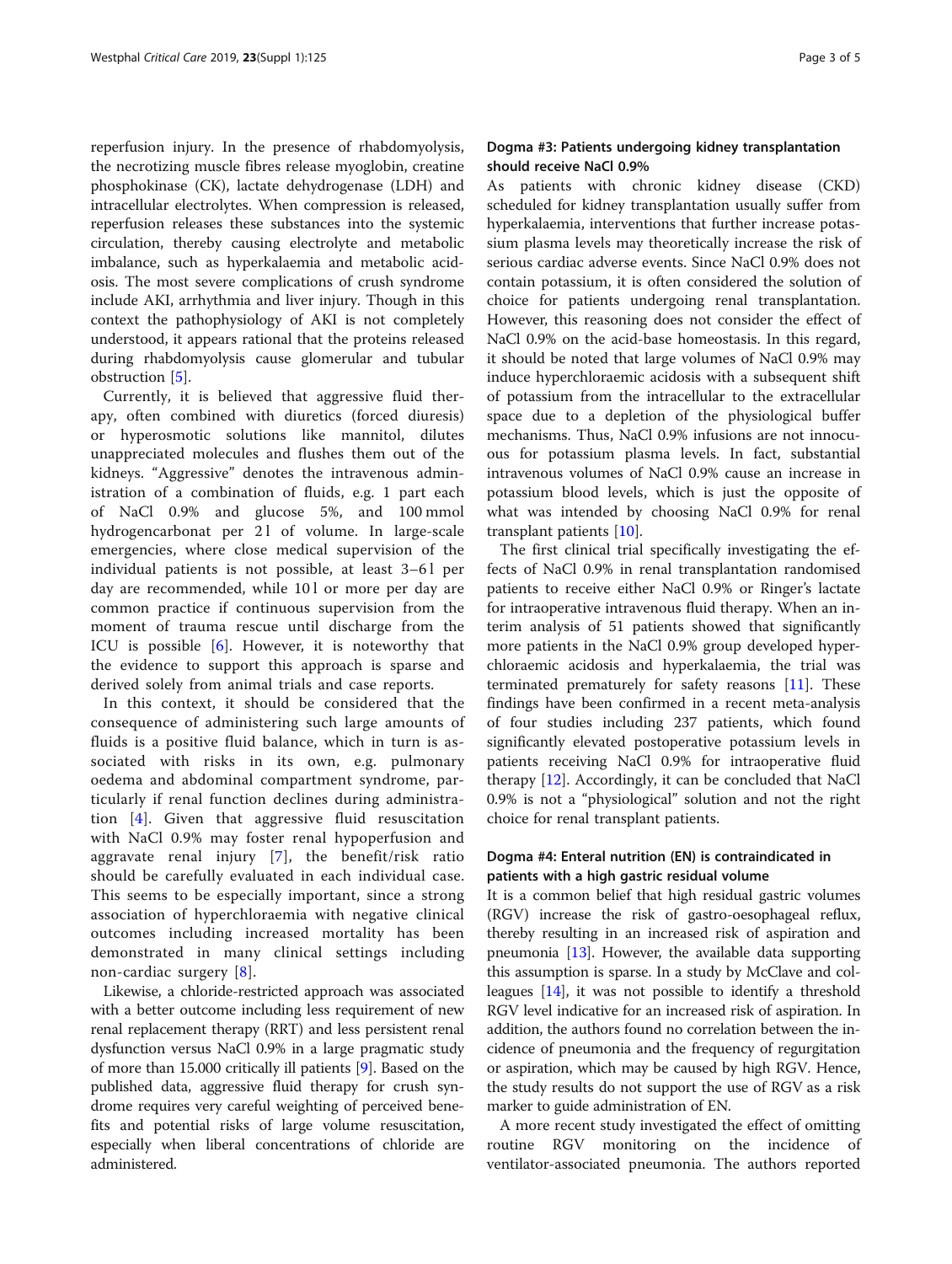reperfusion injury. In the presence of rhabdomyolysis, the necrotizing muscle fibres release myoglobin, creatine phosphokinase (CK), lactate dehydrogenase (LDH) and intracellular electrolytes. When compression is released, reperfusion releases these substances into the systemic circulation, thereby causing electrolyte and metabolic imbalance, such as hyperkalaemia and metabolic acidosis. The most severe complications of crush syndrome include AKI, arrhythmia and liver injury. Though in this context the pathophysiology of AKI is not completely understood, it appears rational that the proteins released during rhabdomyolysis cause glomerular and tubular obstruction [5].

Currently, it is believed that aggressive fluid therapy, often combined with diuretics (forced diuresis) or hyperosmotic solutions like mannitol, dilutes unappreciated molecules and flushes them out of the kidneys. "Aggressive" denotes the intravenous administration of a combination of fluids, e.g. 1 part each of NaCl 0.9% and glucose 5%, and 100 mmol hydrogencarbonat per 2 l of volume. In large-scale emergencies, where close medical supervision of the individual patients is not possible, at least 3–6 l per day are recommended, while 10 l or more per day are common practice if continuous supervision from the moment of trauma rescue until discharge from the ICU is possible [6]. However, it is noteworthy that the evidence to support this approach is sparse and derived solely from animal trials and case reports.

In this context, it should be considered that the consequence of administering such large amounts of fluids is a positive fluid balance, which in turn is associated with risks in its own, e.g. pulmonary oedema and abdominal compartment syndrome, particularly if renal function declines during administration [4]. Given that aggressive fluid resuscitation with NaCl 0.9% may foster renal hypoperfusion and aggravate renal injury [7], the benefit/risk ratio should be carefully evaluated in each individual case. This seems to be especially important, since a strong association of hyperchloraemia with negative clinical outcomes including increased mortality has been demonstrated in many clinical settings including non-cardiac surgery [8].

Likewise, a chloride-restricted approach was associated with a better outcome including less requirement of new renal replacement therapy (RRT) and less persistent renal dysfunction versus NaCl 0.9% in a large pragmatic study of more than 15.000 critically ill patients [9]. Based on the published data, aggressive fluid therapy for crush syndrome requires very careful weighting of perceived benefits and potential risks of large volume resuscitation, especially when liberal concentrations of chloride are administered.

## Dogma #3: Patients undergoing kidney transplantation should receive NaCl 0.9%

As patients with chronic kidney disease (CKD) scheduled for kidney transplantation usually suffer from hyperkalaemia, interventions that further increase potassium plasma levels may theoretically increase the risk of serious cardiac adverse events. Since NaCl 0.9% does not contain potassium, it is often considered the solution of choice for patients undergoing renal transplantation. However, this reasoning does not consider the effect of NaCl 0.9% on the acid-base homeostasis. In this regard, it should be noted that large volumes of NaCl 0.9% may induce hyperchloraemic acidosis with a subsequent shift of potassium from the intracellular to the extracellular space due to a depletion of the physiological buffer mechanisms. Thus, NaCl 0.9% infusions are not innocuous for potassium plasma levels. In fact, substantial intravenous volumes of NaCl 0.9% cause an increase in potassium blood levels, which is just the opposite of what was intended by choosing NaCl 0.9% for renal transplant patients [10].

The first clinical trial specifically investigating the effects of NaCl 0.9% in renal transplantation randomised patients to receive either NaCl 0.9% or Ringer's lactate for intraoperative intravenous fluid therapy. When an interim analysis of 51 patients showed that significantly more patients in the NaCl 0.9% group developed hyperchloraemic acidosis and hyperkalaemia, the trial was terminated prematurely for safety reasons [11]. These findings have been confirmed in a recent meta-analysis of four studies including 237 patients, which found significantly elevated postoperative potassium levels in patients receiving NaCl 0.9% for intraoperative fluid therapy [12]. Accordingly, it can be concluded that NaCl 0.9% is not a "physiological" solution and not the right choice for renal transplant patients.

## Dogma #4: Enteral nutrition (EN) is contraindicated in patients with a high gastric residual volume

It is a common belief that high residual gastric volumes (RGV) increase the risk of gastro-oesophageal reflux, thereby resulting in an increased risk of aspiration and pneumonia [13]. However, the available data supporting this assumption is sparse. In a study by McClave and colleagues [14], it was not possible to identify a threshold RGV level indicative for an increased risk of aspiration. In addition, the authors found no correlation between the incidence of pneumonia and the frequency of regurgitation or aspiration, which may be caused by high RGV. Hence, the study results do not support the use of RGV as a risk marker to guide administration of EN.

A more recent study investigated the effect of omitting routine RGV monitoring on the incidence of ventilator-associated pneumonia. The authors reported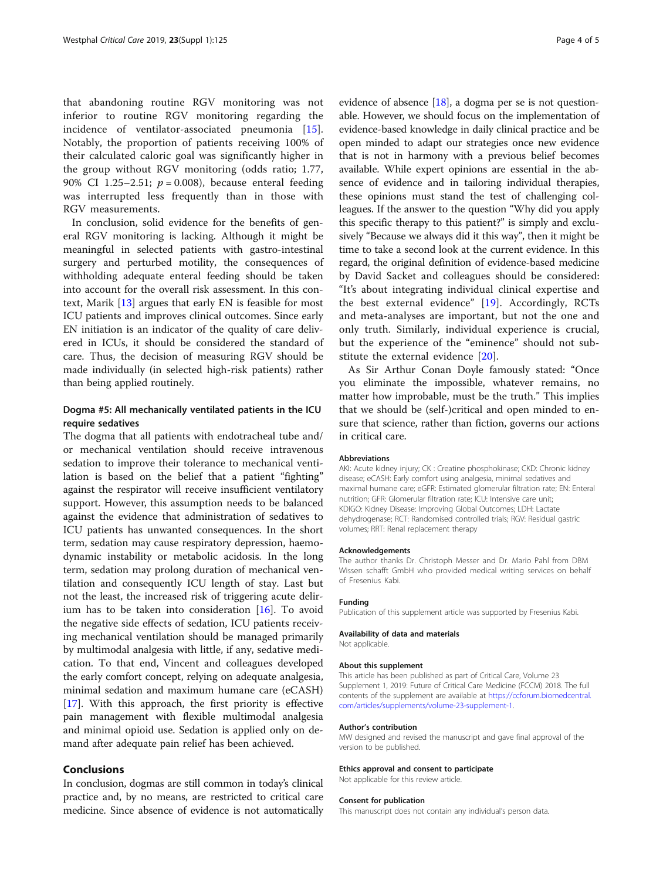that abandoning routine RGV monitoring was not inferior to routine RGV monitoring regarding the incidence of ventilator-associated pneumonia [15]. Notably, the proportion of patients receiving 100% of their calculated caloric goal was significantly higher in the group without RGV monitoring (odds ratio; 1.77, 90% CI 1.25–2.51; $p = 0.008$), because enteral feeding was interrupted less frequently than in those with RGV measurements.

In conclusion, solid evidence for the benefits of general RGV monitoring is lacking. Although it might be meaningful in selected patients with gastro-intestinal surgery and perturbed motility, the consequences of withholding adequate enteral feeding should be taken into account for the overall risk assessment. In this context, Marik [13] argues that early EN is feasible for most ICU patients and improves clinical outcomes. Since early EN initiation is an indicator of the quality of care delivered in ICUs, it should be considered the standard of care. Thus, the decision of measuring RGV should be made individually (in selected high-risk patients) rather than being applied routinely.

### Dogma #5: All mechanically ventilated patients in the ICU require sedatives

The dogma that all patients with endotracheal tube and/or mechanical ventilation should receive intravenous sedation to improve their tolerance to mechanical ventilation is based on the belief that a patient "fighting" against the respirator will receive insufficient ventilatory support. However, this assumption needs to be balanced against the evidence that administration of sedatives to ICU patients has unwanted consequences. In the short term, sedation may cause respiratory depression, haemodynamic instability or metabolic acidosis. In the long term, sedation may prolong duration of mechanical ventilation and consequently ICU length of stay. Last but not the least, the increased risk of triggering acute delirium has to be taken into consideration [16]. To avoid the negative side effects of sedation, ICU patients receiving mechanical ventilation should be managed primarily by multimodal analgesia with little, if any, sedative medication. To that end, Vincent and colleagues developed the early comfort concept, relying on adequate analgesia, minimal sedation and maximum humane care (eCASH) [17]. With this approach, the first priority is effective pain management with flexible multimodal analgesia and minimal opioid use. Sedation is applied only on demand after adequate pain relief has been achieved.

## Conclusions

In conclusion, dogmas are still common in today's clinical practice and, by no means, are restricted to critical care medicine. Since absence of evidence is not automatically evidence of absence [18], a dogma per se is not questionable. However, we should focus on the implementation of evidence-based knowledge in daily clinical practice and be open minded to adapt our strategies once new evidence that is not in harmony with a previous belief becomes available. While expert opinions are essential in the absence of evidence and in tailoring individual therapies, these opinions must stand the test of challenging colleagues. If the answer to the question "Why did you apply this specific therapy to this patient?" is simply and exclusively "Because we always did it this way", then it might be time to take a second look at the current evidence. In this regard, the original definition of evidence-based medicine by David Sacket and colleagues should be considered: "It's about integrating individual clinical expertise and the best external evidence" [19]. Accordingly, RCTs and meta-analyses are important, but not the one and only truth. Similarly, individual experience is crucial, but the experience of the "eminence" should not substitute the external evidence [20].

As Sir Arthur Conan Doyle famously stated: "Once you eliminate the impossible, whatever remains, no matter how improbable, must be the truth." This implies that we should be (self-)critical and open minded to ensure that science, rather than fiction, governs our actions in critical care.

#### Abbreviations

AKI: Acute kidney injury; CK : Creatine phosphokinase; CKD: Chronic kidney disease; eCASH: Early comfort using analgesia, minimal sedatives and maximal humane care; eGFR: Estimated glomerular filtration rate; EN: Enteral nutrition; GFR: Glomerular filtration rate; ICU: Intensive care unit; KDIGO: Kidney Disease: Improving Global Outcomes; LDH: Lactate dehydrogenase; RCT: Randomised controlled trials; RGV: Residual gastric volumes; RRT: Renal replacement therapy

#### Acknowledgements

The author thanks Dr. Christoph Messer and Dr. Mario Pahl from DBM Wissen schafft GmbH who provided medical writing services on behalf of Fresenius Kabi.

#### Funding

Publication of this supplement article was supported by Fresenius Kabi.

#### Availability of data and materials

Not applicable.

#### About this supplement

This article has been published as part of Critical Care, Volume 23 Supplement 1, 2019: Future of Critical Care Medicine (FCCM) 2018. The full contents of the supplement are available at https://ccforum.biomedcentral.com/articles/supplements/volume-23-supplement-1.

#### Author's contribution

MW designed and revised the manuscript and gave final approval of the version to be published.

#### Ethics approval and consent to participate

Not applicable for this review article.

#### Consent for publication

This manuscript does not contain any individual's person data.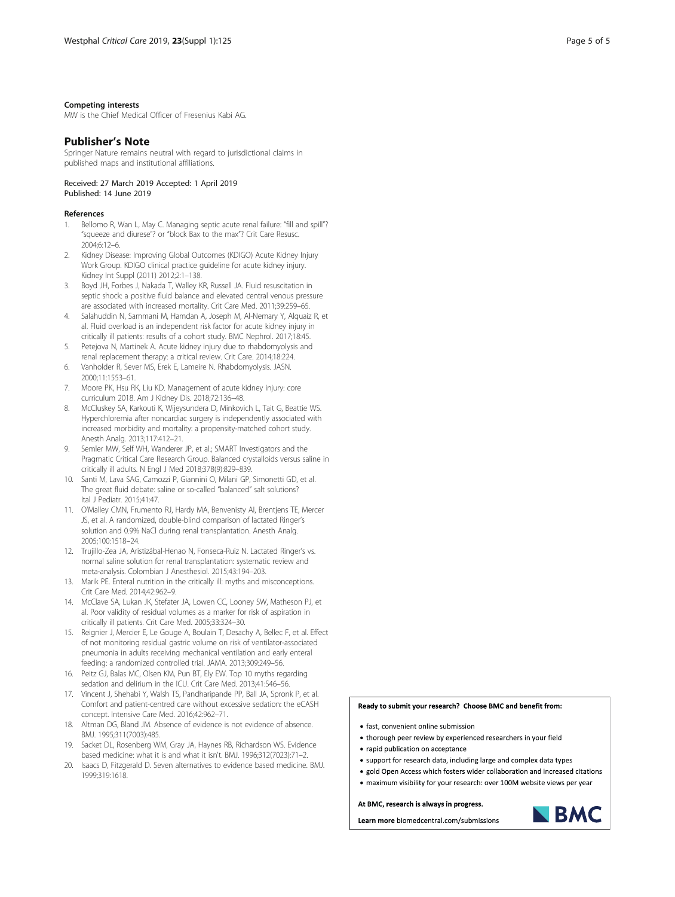#### Competing interests
MW is the Chief Medical Officer of Fresenius Kabi AG.

### Publisher's Note
Springer Nature remains neutral with regard to jurisdictional claims in published maps and institutional affiliations.

Received: 27 March 2019 Accepted: 1 April 2019
Published: 14 June 2019

#### References
1. Bellomo R, Wan L, May C. Managing septic acute renal failure: "fill and spill"? "squeeze and diurese"? or "block Bax to the max"? Crit Care Resusc. 2004;6:12–6.
2. Kidney Disease: Improving Global Outcomes (KDIGO) Acute Kidney Injury Work Group. KDIGO clinical practice guideline for acute kidney injury. Kidney Int Suppl (2011) 2012;2:1–138.
3. Boyd JH, Forbes J, Nakada T, Walley KR, Russell JA. Fluid resuscitation in septic shock: a positive fluid balance and elevated central venous pressure are associated with increased mortality. Crit Care Med. 2011;39:259–65.
4. Salahuddin N, Sammani M, Hamdan A, Joseph M, Al-Nemary Y, Alquaiz R, et al. Fluid overload is an independent risk factor for acute kidney injury in critically ill patients: results of a cohort study. BMC Nephrol. 2017;18:45.
5. Petejova N, Martinek A. Acute kidney injury due to rhabdomyolysis and renal replacement therapy: a critical review. Crit Care. 2014;18:224.
6. Vanholder R, Sever MS, Erek E, Lameire N. Rhabdomyolysis. JASN. 2000;11:1553–61.
7. Moore PK, Hsu RK, Liu KD. Management of acute kidney injury: core curriculum 2018. Am J Kidney Dis. 2018;72:136–48.
8. McCluskey SA, Karkouti K, Wijeysundera D, Minkovich L, Tait G, Beattie WS. Hyperchloremia after noncardiac surgery is independently associated with increased morbidity and mortality: a propensity-matched cohort study. Anesth Analg. 2013;117:412–21.
9. Semler MW, Self WH, Wanderer JP, et al.; SMART Investigators and the Pragmatic Critical Care Research Group. Balanced crystalloids versus saline in critically ill adults. N Engl J Med 2018;378(9):829–839.
10. Santi M, Lava SAG, Camozzi P, Giannini O, Milani GP, Simonetti GD, et al. The great fluid debate: saline or so-called "balanced" salt solutions? Ital J Pediatr. 2015;41:47.
11. O'Malley CMN, Frumento RJ, Hardy MA, Benvenisty AI, Brentjens TE, Mercer JS, et al. A randomized, double-blind comparison of lactated Ringer's solution and 0.9% NaCl during renal transplantation. Anesth Analg. 2005;100:1518–24.
12. Trujillo-Zea JA, Aristizábal-Henao N, Fonseca-Ruiz N. Lactated Ringer's vs. normal saline solution for renal transplantation: systematic review and meta-analysis. Colombian J Anesthesiol. 2015;43:194–203.
13. Marik PE. Enteral nutrition in the critically ill: myths and misconceptions. Crit Care Med. 2014;42:962–9.
14. McClave SA, Lukan JK, Stefater JA, Lowen CC, Looney SW, Matheson PJ, et al. Poor validity of residual volumes as a marker for risk of aspiration in critically ill patients. Crit Care Med. 2005;33:324–30.
15. Reignier J, Mercier E, Le Gouge A, Boulain T, Desachy A, Bellec F, et al. Effect of not monitoring residual gastric volume on risk of ventilator-associated pneumonia in adults receiving mechanical ventilation and early enteral feeding: a randomized controlled trial. JAMA. 2013;309:249–56.
16. Peitz GJ, Balas MC, Olsen KM, Pun BT, Ely EW. Top 10 myths regarding sedation and delirium in the ICU. Crit Care Med. 2013;41:S46–56.
17. Vincent J, Shehabi Y, Walsh TS, Pandharipande PP, Ball JA, Spronk P, et al. Comfort and patient-centred care without excessive sedation: the eCASH concept. Intensive Care Med. 2016;42:962–71.
18. Altman DG, Bland JM. Absence of evidence is not evidence of absence. BMJ. 1995;311(7003):485.
19. Sacket DL, Rosenberg WM, Gray JA, Haynes RB, Richardson WS. Evidence based medicine: what it is and what it isn't. BMJ. 1996;312(7023):71–2.
20. Isaacs D, Fitzgerald D. Seven alternatives to evidence based medicine. BMJ. 1999;319:1618.

**Ready to submit your research? Choose BMC and benefit from:**

- fast, convenient online submission
- thorough peer review by experienced researchers in your field
- rapid publication on acceptance
- support for research data, including large and complex data types
- gold Open Access which fosters wider collaboration and increased citations
- maximum visibility for your research: over 100M website views per year

**At BMC, research is always in progress.**

**Learn more** biomedcentral.com/submissions

BMC